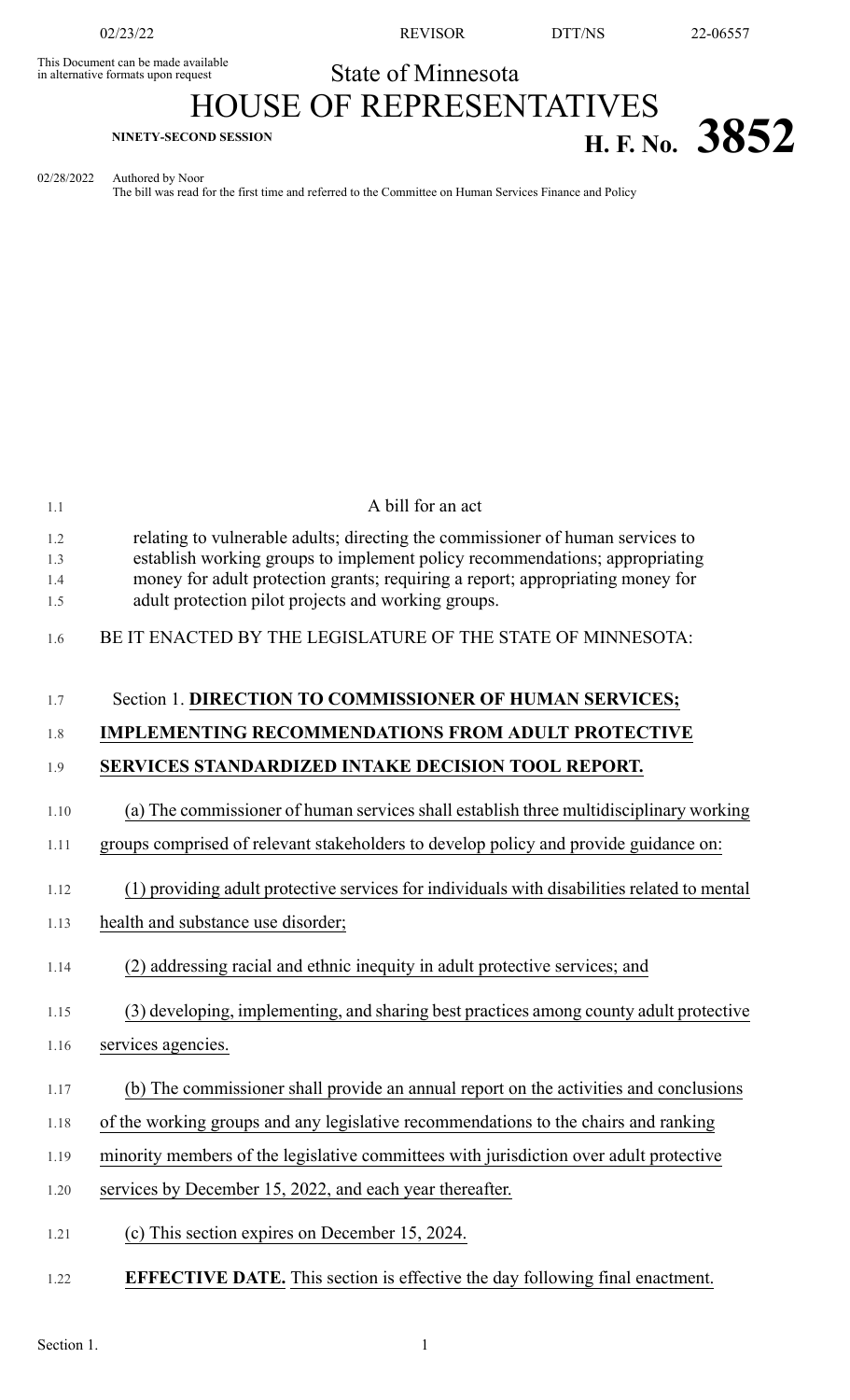This Document can be made available in alternative formats upon request

State of Minnesota

# HOUSE OF REPRESENTATIVES

**NINETY-SECOND SESSION**

# H. F. No. 3852

02/28/2022 Authored by Noor

The bill was read for the first time and referred to the Committee on Human Services Finance and Policy

A bill for an act

relating to vulnerable adults; directing the commissioner of human services to establish working groups to implement policy recommendations; appropriating money for adult protection grants; requiring a report; appropriating money for adult protection pilot projects and working groups.

BE IT ENACTED BY THE LEGISLATURE OF THE STATE OF MINNESOTA:

Section 1. **DIRECTION TO COMMISSIONER OF HUMAN SERVICES; IMPLEMENTING RECOMMENDATIONS FROM ADULT PROTECTIVE SERVICES STANDARDIZED INTAKE DECISION TOOL REPORT.**

(a) The commissioner of human services shall establish three multidisciplinary working groups comprised of relevant stakeholders to develop policy and provide guidance on:

(1) providing adult protective services for individuals with disabilities related to mental health and substance use disorder;

(2) addressing racial and ethnic inequity in adult protective services; and

(3) developing, implementing, and sharing best practices among county adult protective services agencies.

(b) The commissioner shall provide an annual report on the activities and conclusions of the working groups and any legislative recommendations to the chairs and ranking minority members of the legislative committees with jurisdiction over adult protective services by December 15, 2022, and each year thereafter.

(c) This section expires on December 15, 2024.

**EFFECTIVE DATE.** This section is effective the day following final enactment.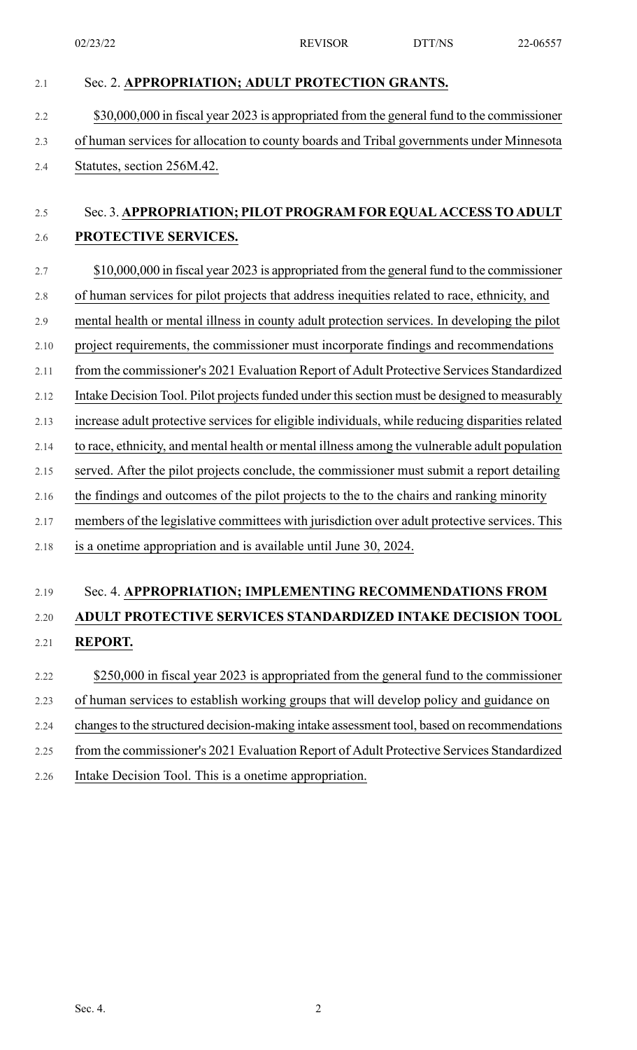Sec. 2. **APPROPRIATION; ADULT PROTECTION GRANTS.**

$30,000,000 in fiscal year 2023 is appropriated from the general fund to the commissioner of human services for allocation to county boards and Tribal governments under Minnesota Statutes, section 256M.42.

Sec. 3. **APPROPRIATION; PILOT PROGRAM FOR EQUAL ACCESS TO ADULT PROTECTIVE SERVICES.**

$10,000,000 in fiscal year 2023 is appropriated from the general fund to the commissioner of human services for pilot projects that address inequities related to race, ethnicity, and mental health or mental illness in county adult protection services. In developing the pilot project requirements, the commissioner must incorporate findings and recommendations from the commissioner's 2021 Evaluation Report of Adult Protective Services Standardized Intake Decision Tool. Pilot projects funded under this section must be designed to measurably increase adult protective services for eligible individuals, while reducing disparities related to race, ethnicity, and mental health or mental illness among the vulnerable adult population served. After the pilot projects conclude, the commissioner must submit a report detailing the findings and outcomes of the pilot projects to the to the chairs and ranking minority members of the legislative committees with jurisdiction over adult protective services. This is a onetime appropriation and is available until June 30, 2024.

Sec. 4. **APPROPRIATION; IMPLEMENTING RECOMMENDATIONS FROM ADULT PROTECTIVE SERVICES STANDARDIZED INTAKE DECISION TOOL REPORT.**

$250,000 in fiscal year 2023 is appropriated from the general fund to the commissioner of human services to establish working groups that will develop policy and guidance on changes to the structured decision-making intake assessment tool, based on recommendations from the commissioner's 2021 Evaluation Report of Adult Protective Services Standardized Intake Decision Tool. This is a onetime appropriation.